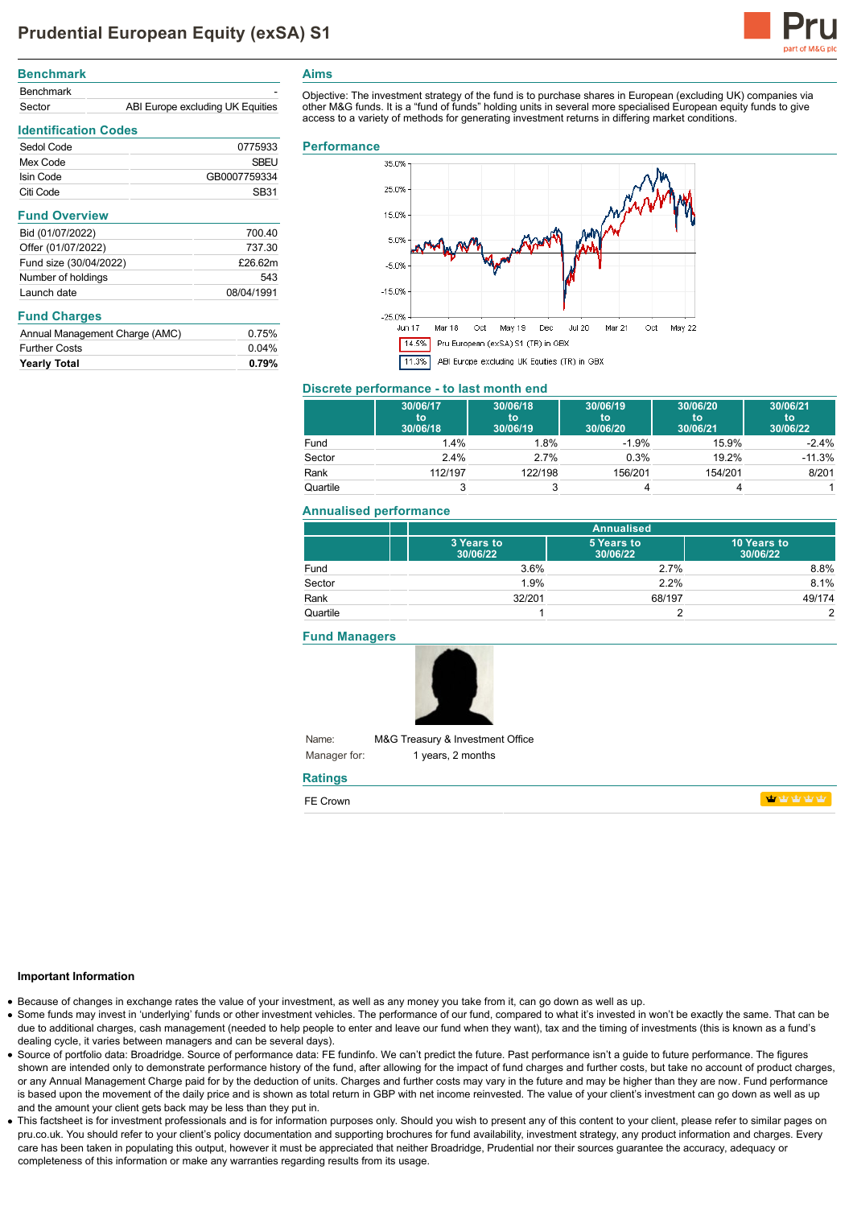# Prudential European Equity (exSA) S1

## Benchmark

| | |
|---|---|
| Benchmark | - |
| Sector | ABI Europe excluding UK Equities |

## Identification Codes

| | |
|---|---|
| Sedol Code | 0775933 |
| Mex Code | SBEU |
| Isin Code | GB0007759334 |
| Citi Code | SB31 |

## Fund Overview

| | |
|---|---|
| Bid (01/07/2022) | 700.40 |
| Offer (01/07/2022) | 737.30 |
| Fund size (30/04/2022) | £26.62m |
| Number of holdings | 543 |
| Launch date | 08/04/1991 |

## Fund Charges

| | |
|---|---|
| Annual Management Charge (AMC) | 0.75% |
| Further Costs | 0.04% |
| **Yearly Total** | **0.79%** |

## Aims

Objective: The investment strategy of the fund is to purchase shares in European (excluding UK) companies via other M&G funds. It is a "fund of funds" holding units in several more specialised European equity funds to give access to a variety of methods for generating investment returns in differing market conditions.

## Performance

14.5% Pru European (exSA) S1 (TR) in GBX

11.3% ABI Europe excluding UK Equities (TR) in GBX

## Discrete performance - to last month end

| | 30/06/17 to 30/06/18 | 30/06/18 to 30/06/19 | 30/06/19 to 30/06/20 | 30/06/20 to 30/06/21 | 30/06/21 to 30/06/22 |
|---|---|---|---|---|---|
| Fund | 1.4% | 1.8% | -1.9% | 15.9% | -2.4% |
| Sector | 2.4% | 2.7% | 0.3% | 19.2% | -11.3% |
| Rank | 112/197 | 122/198 | 156/201 | 154/201 | 8/201 |
| Quartile | 3 | 3 | 4 | 4 | 1 |

## Annualised performance

| | Annualised | | |
|---|---|---|---|
| | 3 Years to 30/06/22 | 5 Years to 30/06/22 | 10 Years to 30/06/22 |
| Fund | 3.6% | 2.7% | 8.8% |
| Sector | 1.9% | 2.2% | 8.1% |
| Rank | 32/201 | 68/197 | 49/174 |
| Quartile | 1 | 2 | 2 |

## Fund Managers

Name: M&G Treasury & Investment Office

Manager for: 1 years, 2 months

## Ratings

FE Crown

### Important Information

- Because of changes in exchange rates the value of your investment, as well as any money you take from it, can go down as well as up.
- Some funds may invest in 'underlying' funds or other investment vehicles. The performance of our fund, compared to what it's invested in won't be exactly the same. That can be due to additional charges, cash management (needed to help people to enter and leave our fund when they want), tax and the timing of investments (this is known as a fund's dealing cycle, it varies between managers and can be several days).
- Source of portfolio data: Broadridge. Source of performance data: FE fundinfo. We can't predict the future. Past performance isn't a guide to future performance. The figures shown are intended only to demonstrate performance history of the fund, after allowing for the impact of fund charges and further costs, but take no account of product charges, or any Annual Management Charge paid for by the deduction of units. Charges and further costs may vary in the future and may be higher than they are now. Fund performance is based upon the movement of the daily price and is shown as total return in GBP with net income reinvested. The value of your client's investment can go down as well as up and the amount your client gets back may be less than they put in.
- This factsheet is for investment professionals and is for information purposes only. Should you wish to present any of this content to your client, please refer to similar pages on pru.co.uk. You should refer to your client's policy documentation and supporting brochures for fund availability, investment strategy, any product information and charges. Every care has been taken in populating this output, however it must be appreciated that neither Broadridge, Prudential nor their sources guarantee the accuracy, adequacy or completeness of this information or make any warranties regarding results from its usage.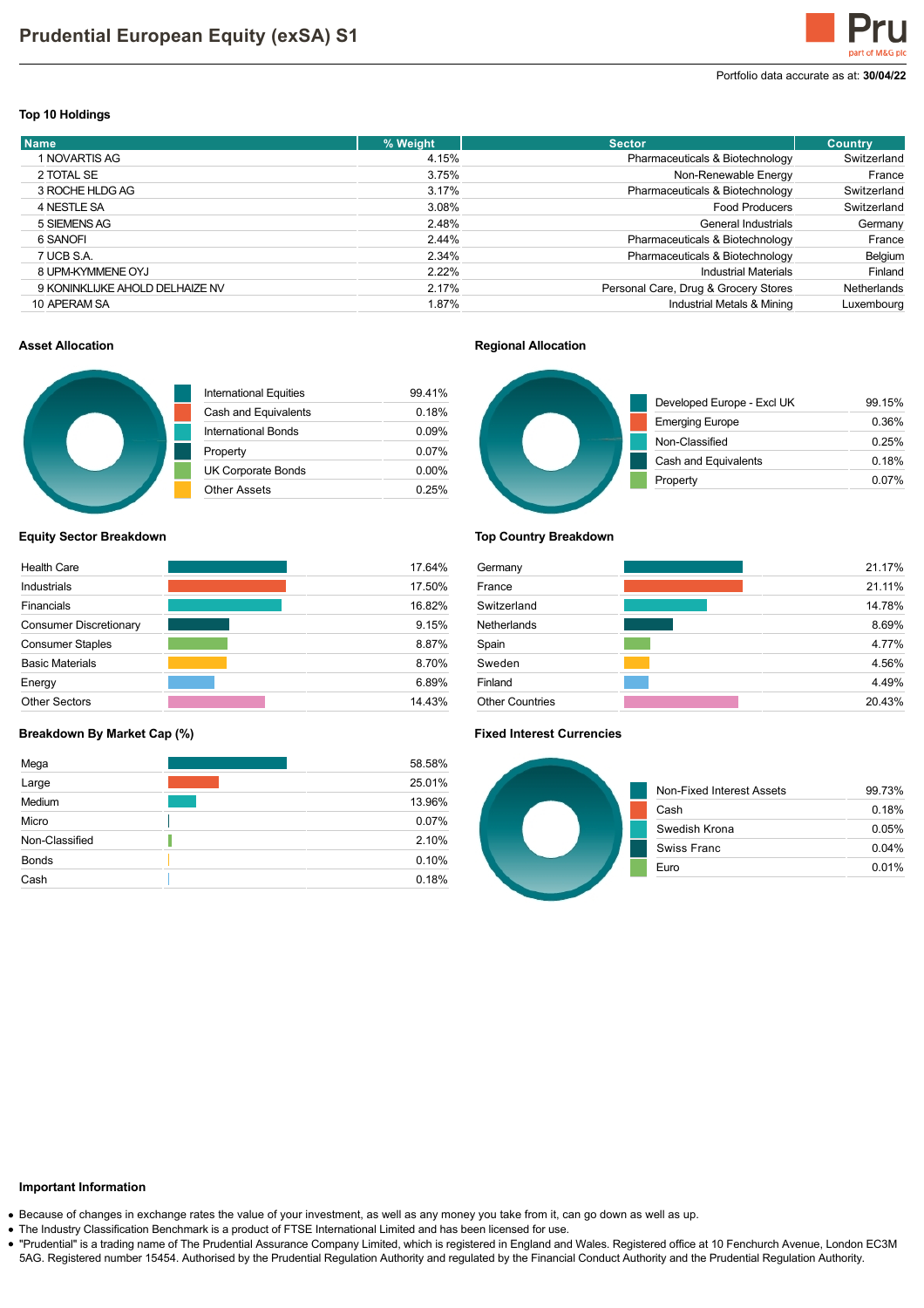# Prudential European Equity (exSA) S1

Portfolio data accurate as at: **30/04/22**

### Top 10 Holdings

| Name | % Weight | Sector | Country |
|---|---|---|---|
| 1 NOVARTIS AG | 4.15% | Pharmaceuticals & Biotechnology | Switzerland |
| 2 TOTAL SE | 3.75% | Non-Renewable Energy | France |
| 3 ROCHE HLDG AG | 3.17% | Pharmaceuticals & Biotechnology | Switzerland |
| 4 NESTLE SA | 3.08% | Food Producers | Switzerland |
| 5 SIEMENS AG | 2.48% | General Industrials | Germany |
| 6 SANOFI | 2.44% | Pharmaceuticals & Biotechnology | France |
| 7 UCB S.A. | 2.34% | Pharmaceuticals & Biotechnology | Belgium |
| 8 UPM-KYMMENE OYJ | 2.22% | Industrial Materials | Finland |
| 9 KONINKLIJKE AHOLD DELHAIZE NV | 2.17% | Personal Care, Drug & Grocery Stores | Netherlands |
| 10 APERAM SA | 1.87% | Industrial Metals & Mining | Luxembourg |

### Asset Allocation

International Equities 99.41%
Cash and Equivalents 0.18%
International Bonds 0.09%
Property 0.07%
UK Corporate Bonds 0.00%
Other Assets 0.25%

### Regional Allocation

Developed Europe - Excl UK 99.15%
Emerging Europe 0.36%
Non-Classified 0.25%
Cash and Equivalents 0.18%
Property 0.07%

### Equity Sector Breakdown

Health Care 17.64%
Industrials 17.50%
Financials 16.82%
Consumer Discretionary 9.15%
Consumer Staples 8.87%
Basic Materials 8.70%
Energy 6.89%
Other Sectors 14.43%

### Top Country Breakdown

Germany 21.17%
France 21.11%
Switzerland 14.78%
Netherlands 8.69%
Spain 4.77%
Sweden 4.56%
Finland 4.49%
Other Countries 20.43%

### Breakdown By Market Cap (%)

Mega 58.58%
Large 25.01%
Medium 13.96%
Micro 0.07%
Non-Classified 2.10%
Bonds 0.10%
Cash 0.18%

### Fixed Interest Currencies

Non-Fixed Interest Assets 99.73%
Cash 0.18%
Swedish Krona 0.05%
Swiss Franc 0.04%
Euro 0.01%

### Important Information

- Because of changes in exchange rates the value of your investment, as well as any money you take from it, can go down as well as up.
- The Industry Classification Benchmark is a product of FTSE International Limited and has been licensed for use.
- "Prudential" is a trading name of The Prudential Assurance Company Limited, which is registered in England and Wales. Registered office at 10 Fenchurch Avenue, London EC3M 5AG. Registered number 15454. Authorised by the Prudential Regulation Authority and regulated by the Financial Conduct Authority and the Prudential Regulation Authority.